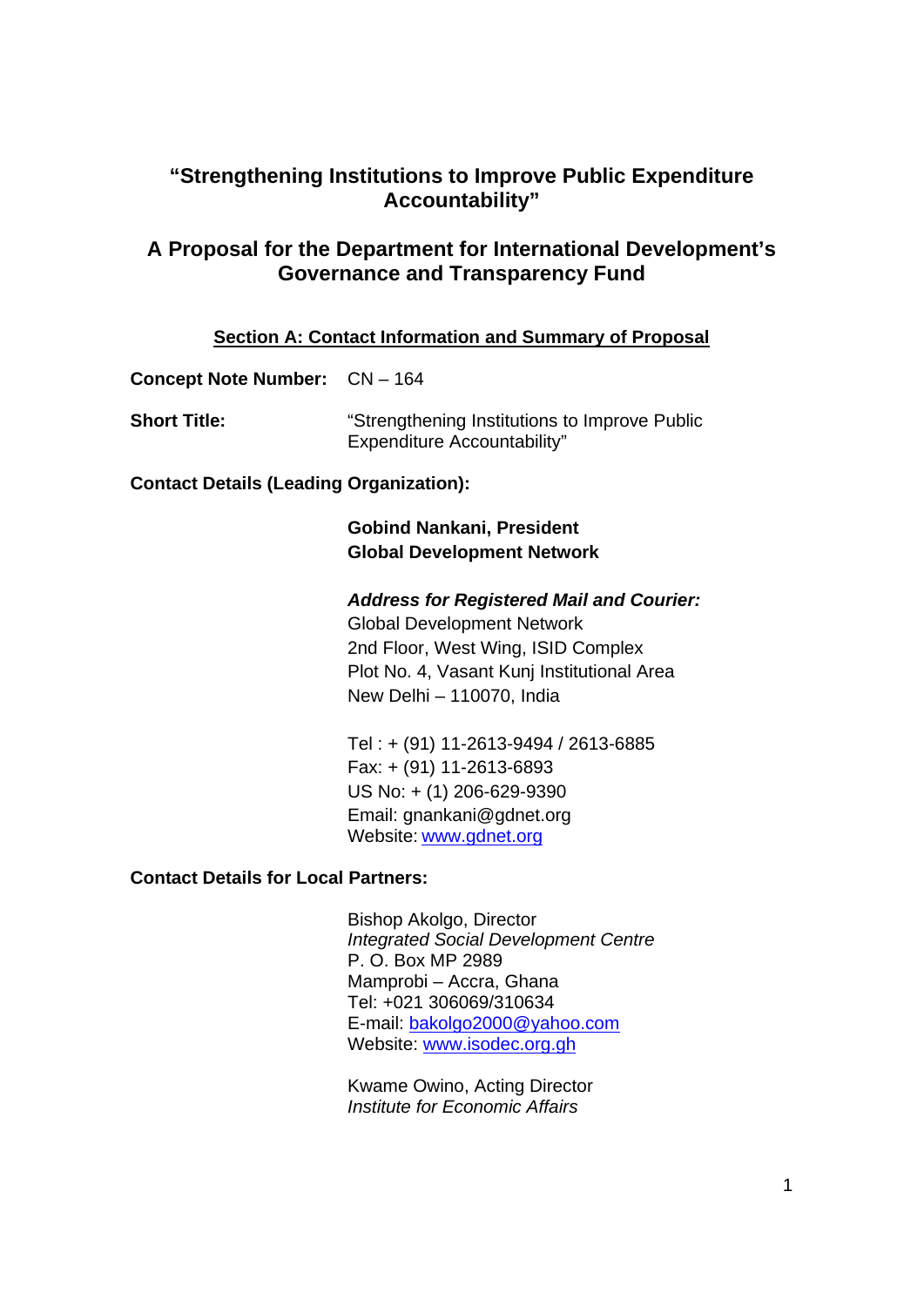# "Strengthening Institutions to Improve Public Expenditure Accountability"

## A Proposal for the Department for International Development's Governance and Transparency Fund

### Section A: Contact Information and Summary of Proposal

**Concept Note Number:** CN – 164

**Short Title:** "Strengthening Institutions to Improve Public Expenditure Accountability"

**Contact Details (Leading Organization):**

**Gobind Nankani, President**
**Global Development Network**

***Address for Registered Mail and Courier:***
Global Development Network
2nd Floor, West Wing, ISID Complex
Plot No. 4, Vasant Kunj Institutional Area
New Delhi – 110070, India

Tel : + (91) 11-2613-9494 / 2613-6885
Fax: + (91) 11-2613-6893
US No: + (1) 206-629-9390
Email: gnankani@gdnet.org
Website: www.gdnet.org

**Contact Details for Local Partners:**

Bishop Akolgo, Director
*Integrated Social Development Centre*
P. O. Box MP 2989
Mamprobi – Accra, Ghana
Tel: +021 306069/310634
E-mail: bakolgo2000@yahoo.com
Website: www.isodec.org.gh

Kwame Owino, Acting Director
*Institute for Economic Affairs*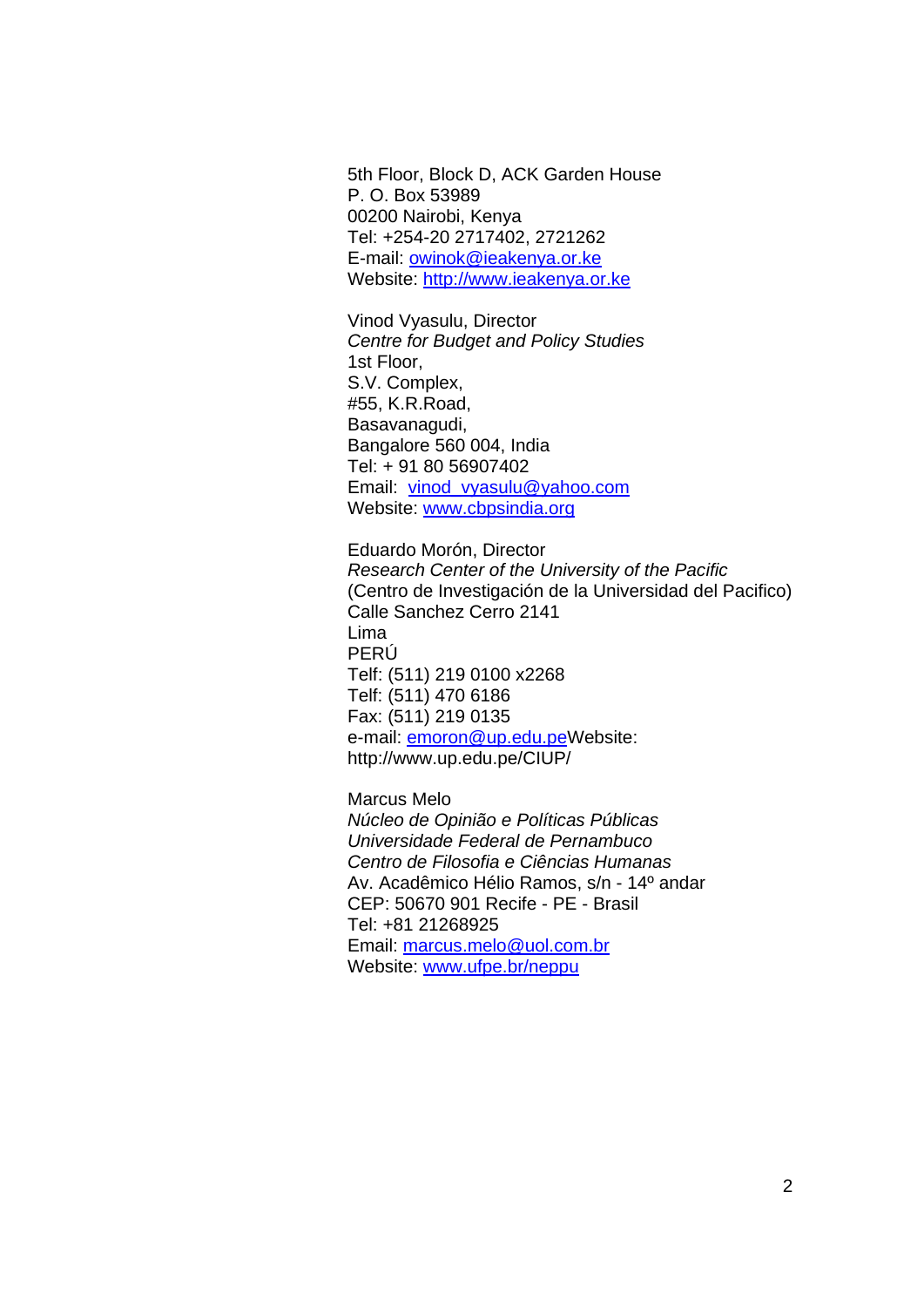5th Floor, Block D, ACK Garden House  
P. O. Box 53989  
00200 Nairobi, Kenya  
Tel: +254-20 2717402, 2721262  
E-mail: owinok@ieakenya.or.ke  
Website: http://www.ieakenya.or.ke

Vinod Vyasulu, Director  
*Centre for Budget and Policy Studies*  
1st Floor,  
S.V. Complex,  
#55, K.R.Road,  
Basavanagudi,  
Bangalore 560 004, India  
Tel: + 91 80 56907402  
Email: vinod_vyasulu@yahoo.com  
Website: www.cbpsindia.org

Eduardo Morón, Director  
*Research Center of the University of the Pacific*  
(Centro de Investigación de la Universidad del Pacifico)  
Calle Sanchez Cerro 2141  
Lima  
PERÚ  
Telf: (511) 219 0100 x2268  
Telf: (511) 470 6186  
Fax: (511) 219 0135  
e-mail: emoron@up.edu.peWebsite:  
http://www.up.edu.pe/CIUP/

Marcus Melo  
*Núcleo de Opinião e Políticas Públicas*  
*Universidade Federal de Pernambuco*  
*Centro de Filosofia e Ciências Humanas*  
Av. Acadêmico Hélio Ramos, s/n - 14º andar  
CEP: 50670 901 Recife - PE - Brasil  
Tel: +81 21268925  
Email: marcus.melo@uol.com.br  
Website: www.ufpe.br/neppu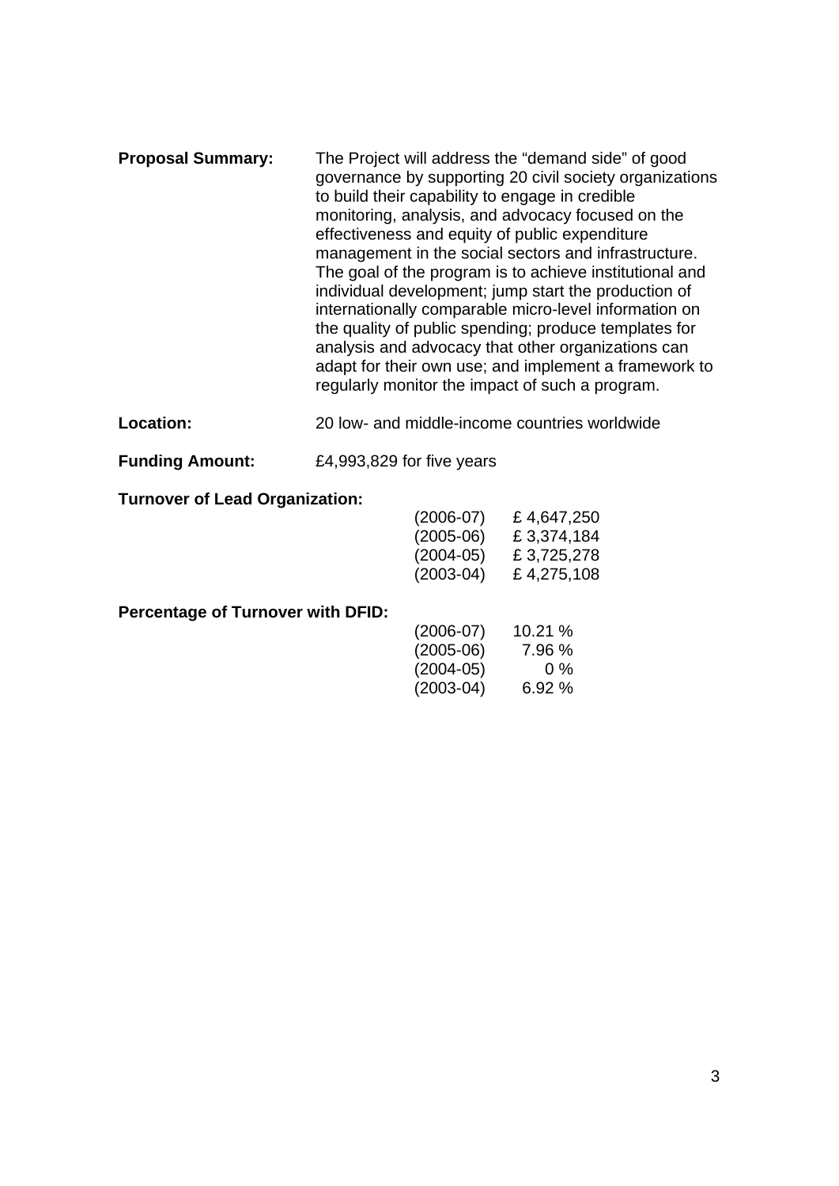**Proposal Summary:** The Project will address the "demand side" of good governance by supporting 20 civil society organizations to build their capability to engage in credible monitoring, analysis, and advocacy focused on the effectiveness and equity of public expenditure management in the social sectors and infrastructure. The goal of the program is to achieve institutional and individual development; jump start the production of internationally comparable micro-level information on the quality of public spending; produce templates for analysis and advocacy that other organizations can adapt for their own use; and implement a framework to regularly monitor the impact of such a program.

**Location:** 20 low- and middle-income countries worldwide

**Funding Amount:** £4,993,829 for five years

**Turnover of Lead Organization:**

| | |
|---|---|
| (2006-07) | £ 4,647,250 |
| (2005-06) | £ 3,374,184 |
| (2004-05) | £ 3,725,278 |
| (2003-04) | £ 4,275,108 |

**Percentage of Turnover with DFID:**

| | |
|---|---|
| (2006-07) | 10.21 % |
| (2005-06) | 7.96 % |
| (2004-05) | 0 % |
| (2003-04) | 6.92 % |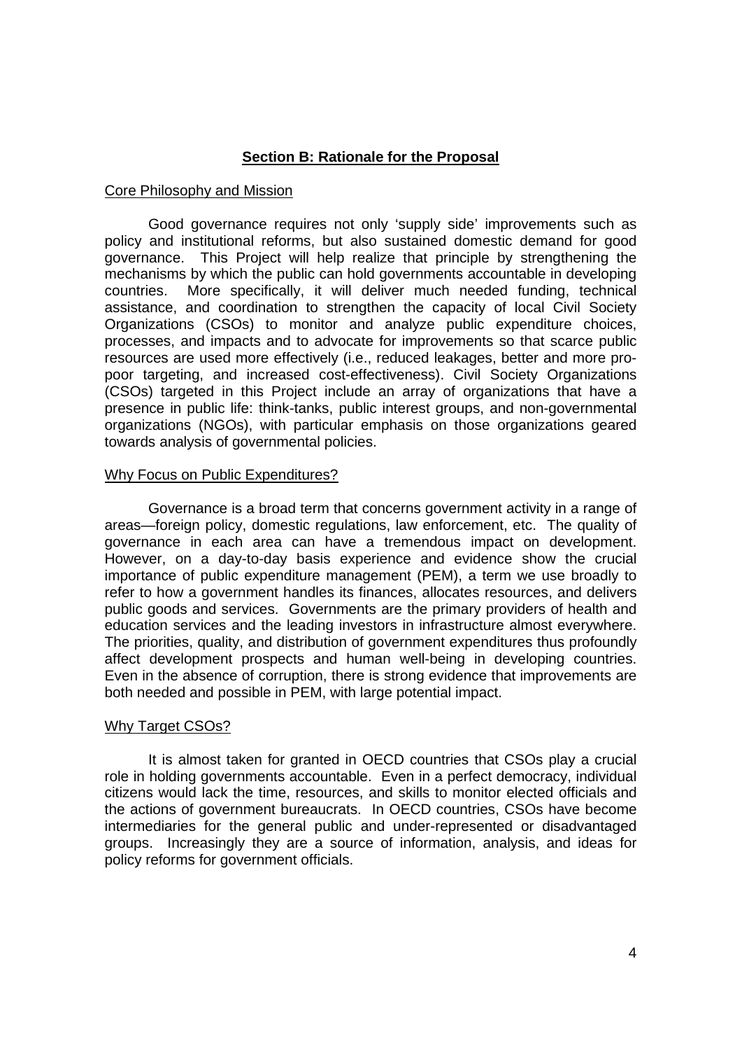## **Section B: Rationale for the Proposal**

### Core Philosophy and Mission

Good governance requires not only 'supply side' improvements such as policy and institutional reforms, but also sustained domestic demand for good governance. This Project will help realize that principle by strengthening the mechanisms by which the public can hold governments accountable in developing countries. More specifically, it will deliver much needed funding, technical assistance, and coordination to strengthen the capacity of local Civil Society Organizations (CSOs) to monitor and analyze public expenditure choices, processes, and impacts and to advocate for improvements so that scarce public resources are used more effectively (i.e., reduced leakages, better and more pro-poor targeting, and increased cost-effectiveness). Civil Society Organizations (CSOs) targeted in this Project include an array of organizations that have a presence in public life: think-tanks, public interest groups, and non-governmental organizations (NGOs), with particular emphasis on those organizations geared towards analysis of governmental policies.

### Why Focus on Public Expenditures?

Governance is a broad term that concerns government activity in a range of areas—foreign policy, domestic regulations, law enforcement, etc. The quality of governance in each area can have a tremendous impact on development. However, on a day-to-day basis experience and evidence show the crucial importance of public expenditure management (PEM), a term we use broadly to refer to how a government handles its finances, allocates resources, and delivers public goods and services. Governments are the primary providers of health and education services and the leading investors in infrastructure almost everywhere. The priorities, quality, and distribution of government expenditures thus profoundly affect development prospects and human well-being in developing countries. Even in the absence of corruption, there is strong evidence that improvements are both needed and possible in PEM, with large potential impact.

### Why Target CSOs?

It is almost taken for granted in OECD countries that CSOs play a crucial role in holding governments accountable. Even in a perfect democracy, individual citizens would lack the time, resources, and skills to monitor elected officials and the actions of government bureaucrats. In OECD countries, CSOs have become intermediaries for the general public and under-represented or disadvantaged groups. Increasingly they are a source of information, analysis, and ideas for policy reforms for government officials.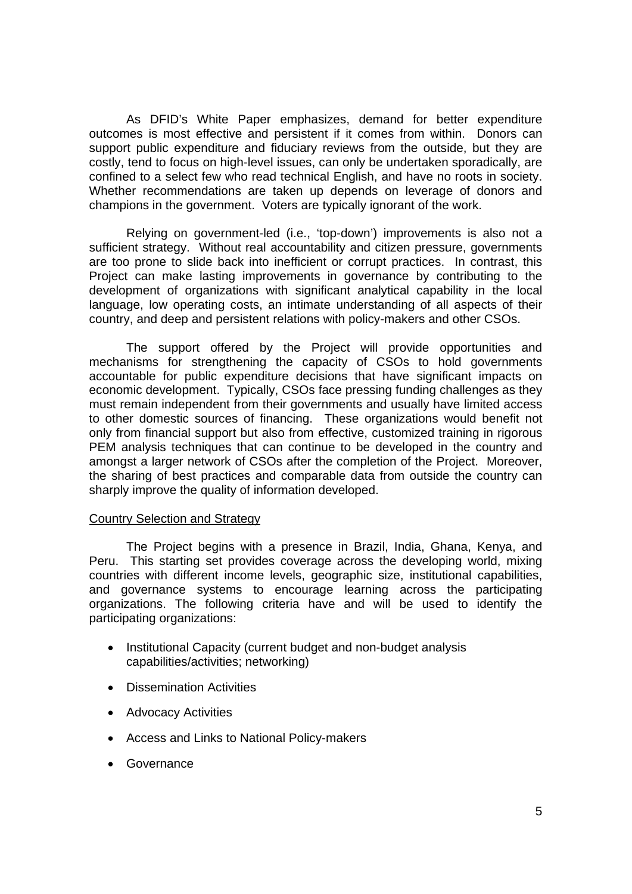As DFID's White Paper emphasizes, demand for better expenditure outcomes is most effective and persistent if it comes from within. Donors can support public expenditure and fiduciary reviews from the outside, but they are costly, tend to focus on high-level issues, can only be undertaken sporadically, are confined to a select few who read technical English, and have no roots in society. Whether recommendations are taken up depends on leverage of donors and champions in the government. Voters are typically ignorant of the work.

Relying on government-led (i.e., 'top-down') improvements is also not a sufficient strategy. Without real accountability and citizen pressure, governments are too prone to slide back into inefficient or corrupt practices. In contrast, this Project can make lasting improvements in governance by contributing to the development of organizations with significant analytical capability in the local language, low operating costs, an intimate understanding of all aspects of their country, and deep and persistent relations with policy-makers and other CSOs.

The support offered by the Project will provide opportunities and mechanisms for strengthening the capacity of CSOs to hold governments accountable for public expenditure decisions that have significant impacts on economic development. Typically, CSOs face pressing funding challenges as they must remain independent from their governments and usually have limited access to other domestic sources of financing. These organizations would benefit not only from financial support but also from effective, customized training in rigorous PEM analysis techniques that can continue to be developed in the country and amongst a larger network of CSOs after the completion of the Project. Moreover, the sharing of best practices and comparable data from outside the country can sharply improve the quality of information developed.

<u>Country Selection and Strategy</u>

The Project begins with a presence in Brazil, India, Ghana, Kenya, and Peru. This starting set provides coverage across the developing world, mixing countries with different income levels, geographic size, institutional capabilities, and governance systems to encourage learning across the participating organizations. The following criteria have and will be used to identify the participating organizations:

- Institutional Capacity (current budget and non-budget analysis capabilities/activities; networking)
- Dissemination Activities
- Advocacy Activities
- Access and Links to National Policy-makers
- Governance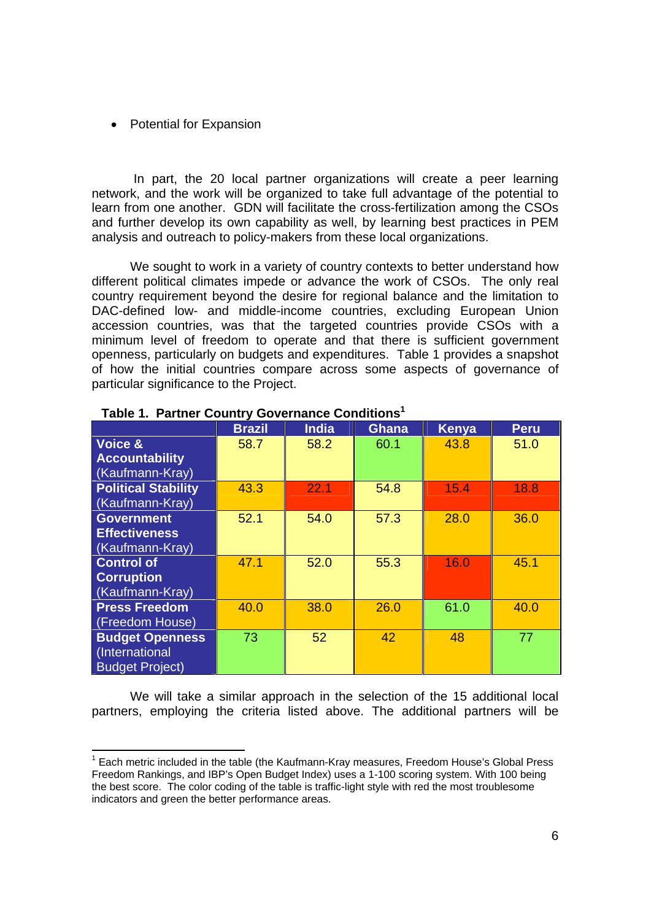- Potential for Expansion

In part, the 20 local partner organizations will create a peer learning network, and the work will be organized to take full advantage of the potential to learn from one another. GDN will facilitate the cross-fertilization among the CSOs and further develop its own capability as well, by learning best practices in PEM analysis and outreach to policy-makers from these local organizations.

We sought to work in a variety of country contexts to better understand how different political climates impede or advance the work of CSOs. The only real country requirement beyond the desire for regional balance and the limitation to DAC-defined low- and middle-income countries, excluding European Union accession countries, was that the targeted countries provide CSOs with a minimum level of freedom to operate and that there is sufficient government openness, particularly on budgets and expenditures. Table 1 provides a snapshot of how the initial countries compare across some aspects of governance of particular significance to the Project.

**Table 1. Partner Country Governance Conditions**[1]

| | Brazil | India | Ghana | Kenya | Peru |
|---|---|---|---|---|---|
| **Voice & Accountability** (Kaufmann-Kray) | 58.7 | 58.2 | 60.1 | 43.8 | 51.0 |
| **Political Stability** (Kaufmann-Kray) | 43.3 | 22.1 | 54.8 | 15.4 | 18.8 |
| **Government Effectiveness** (Kaufmann-Kray) | 52.1 | 54.0 | 57.3 | 28.0 | 36.0 |
| **Control of Corruption** (Kaufmann-Kray) | 47.1 | 52.0 | 55.3 | 16.0 | 45.1 |
| **Press Freedom** (Freedom House) | 40.0 | 38.0 | 26.0 | 61.0 | 40.0 |
| **Budget Openness** (International Budget Project) | 73 | 52 | 42 | 48 | 77 |

We will take a similar approach in the selection of the 15 additional local partners, employing the criteria listed above. The additional partners will be

[1] Each metric included in the table (the Kaufmann-Kray measures, Freedom House's Global Press Freedom Rankings, and IBP's Open Budget Index) uses a 1-100 scoring system. With 100 being the best score. The color coding of the table is traffic-light style with red the most troublesome indicators and green the better performance areas.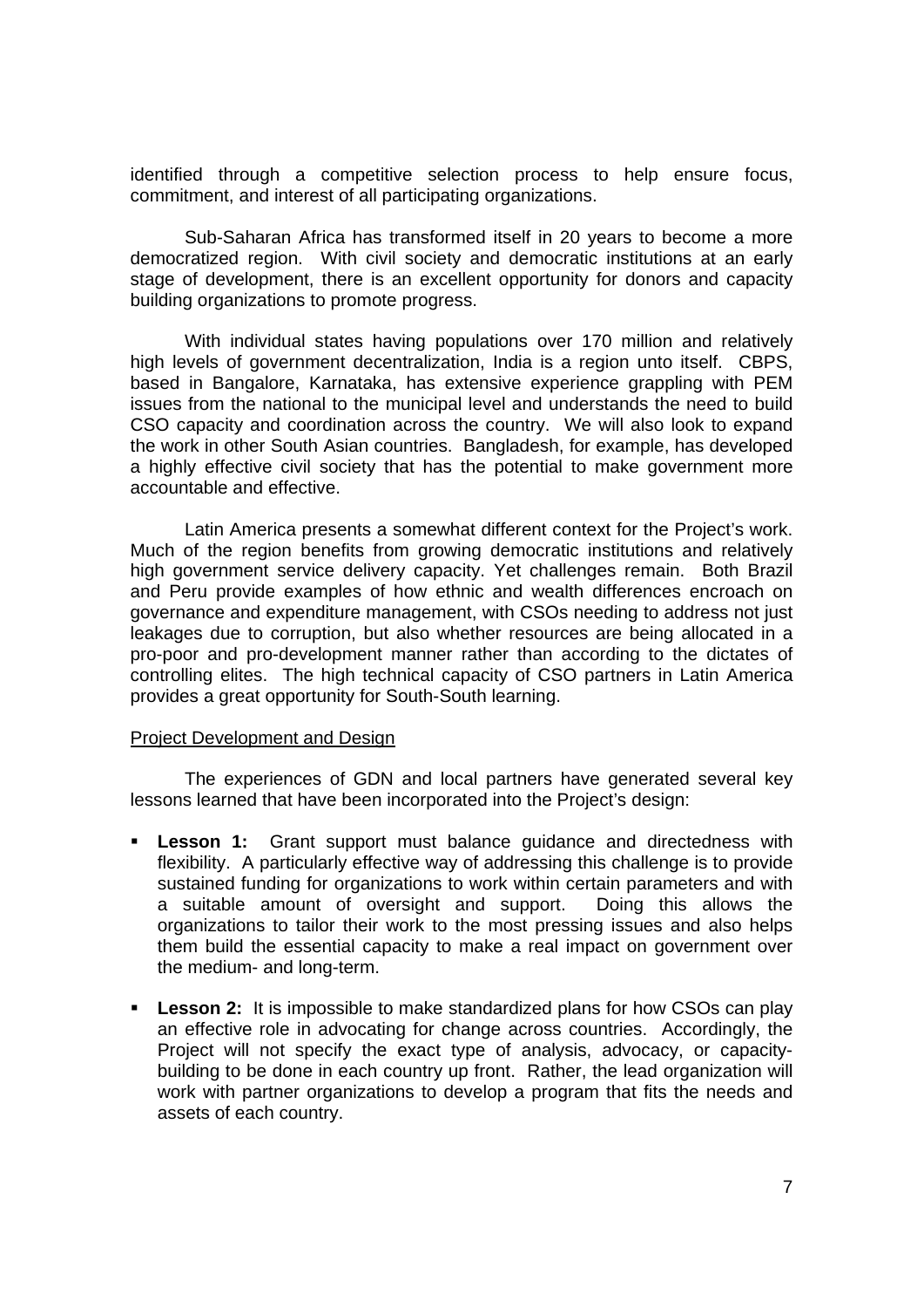identified through a competitive selection process to help ensure focus, commitment, and interest of all participating organizations.

Sub-Saharan Africa has transformed itself in 20 years to become a more democratized region. With civil society and democratic institutions at an early stage of development, there is an excellent opportunity for donors and capacity building organizations to promote progress.

With individual states having populations over 170 million and relatively high levels of government decentralization, India is a region unto itself. CBPS, based in Bangalore, Karnataka, has extensive experience grappling with PEM issues from the national to the municipal level and understands the need to build CSO capacity and coordination across the country. We will also look to expand the work in other South Asian countries. Bangladesh, for example, has developed a highly effective civil society that has the potential to make government more accountable and effective.

Latin America presents a somewhat different context for the Project's work. Much of the region benefits from growing democratic institutions and relatively high government service delivery capacity. Yet challenges remain. Both Brazil and Peru provide examples of how ethnic and wealth differences encroach on governance and expenditure management, with CSOs needing to address not just leakages due to corruption, but also whether resources are being allocated in a pro-poor and pro-development manner rather than according to the dictates of controlling elites. The high technical capacity of CSO partners in Latin America provides a great opportunity for South-South learning.

Project Development and Design

The experiences of GDN and local partners have generated several key lessons learned that have been incorporated into the Project's design:

- **Lesson 1:** Grant support must balance guidance and directedness with flexibility. A particularly effective way of addressing this challenge is to provide sustained funding for organizations to work within certain parameters and with a suitable amount of oversight and support. Doing this allows the organizations to tailor their work to the most pressing issues and also helps them build the essential capacity to make a real impact on government over the medium- and long-term.

- **Lesson 2:** It is impossible to make standardized plans for how CSOs can play an effective role in advocating for change across countries. Accordingly, the Project will not specify the exact type of analysis, advocacy, or capacity-building to be done in each country up front. Rather, the lead organization will work with partner organizations to develop a program that fits the needs and assets of each country.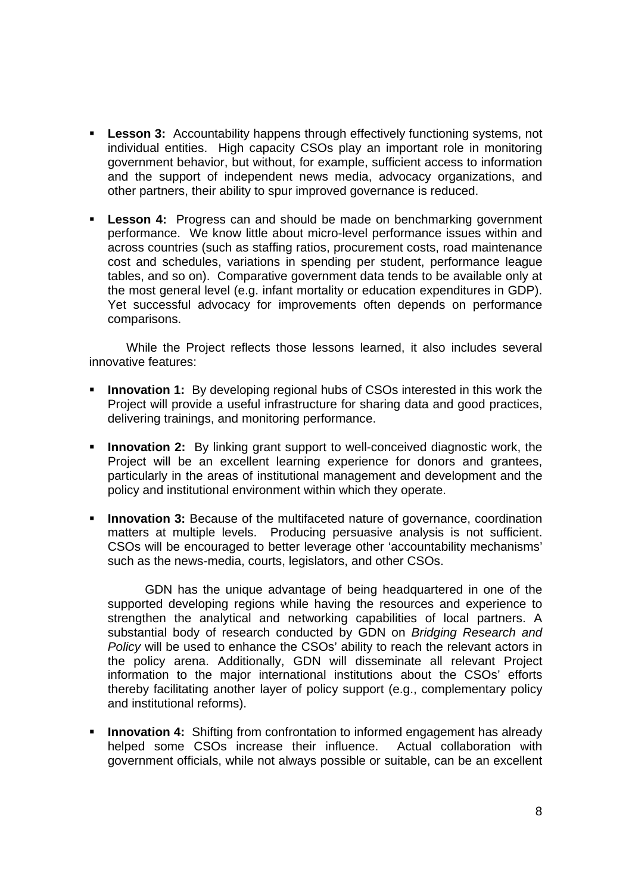- **Lesson 3:** Accountability happens through effectively functioning systems, not individual entities. High capacity CSOs play an important role in monitoring government behavior, but without, for example, sufficient access to information and the support of independent news media, advocacy organizations, and other partners, their ability to spur improved governance is reduced.

- **Lesson 4:** Progress can and should be made on benchmarking government performance. We know little about micro-level performance issues within and across countries (such as staffing ratios, procurement costs, road maintenance cost and schedules, variations in spending per student, performance league tables, and so on). Comparative government data tends to be available only at the most general level (e.g. infant mortality or education expenditures in GDP). Yet successful advocacy for improvements often depends on performance comparisons.

While the Project reflects those lessons learned, it also includes several innovative features:

- **Innovation 1:** By developing regional hubs of CSOs interested in this work the Project will provide a useful infrastructure for sharing data and good practices, delivering trainings, and monitoring performance.

- **Innovation 2:** By linking grant support to well-conceived diagnostic work, the Project will be an excellent learning experience for donors and grantees, particularly in the areas of institutional management and development and the policy and institutional environment within which they operate.

- **Innovation 3:** Because of the multifaceted nature of governance, coordination matters at multiple levels. Producing persuasive analysis is not sufficient. CSOs will be encouraged to better leverage other 'accountability mechanisms' such as the news-media, courts, legislators, and other CSOs.

  GDN has the unique advantage of being headquartered in one of the supported developing regions while having the resources and experience to strengthen the analytical and networking capabilities of local partners. A substantial body of research conducted by GDN on *Bridging Research and Policy* will be used to enhance the CSOs' ability to reach the relevant actors in the policy arena. Additionally, GDN will disseminate all relevant Project information to the major international institutions about the CSOs' efforts thereby facilitating another layer of policy support (e.g., complementary policy and institutional reforms).

- **Innovation 4:** Shifting from confrontation to informed engagement has already helped some CSOs increase their influence. Actual collaboration with government officials, while not always possible or suitable, can be an excellent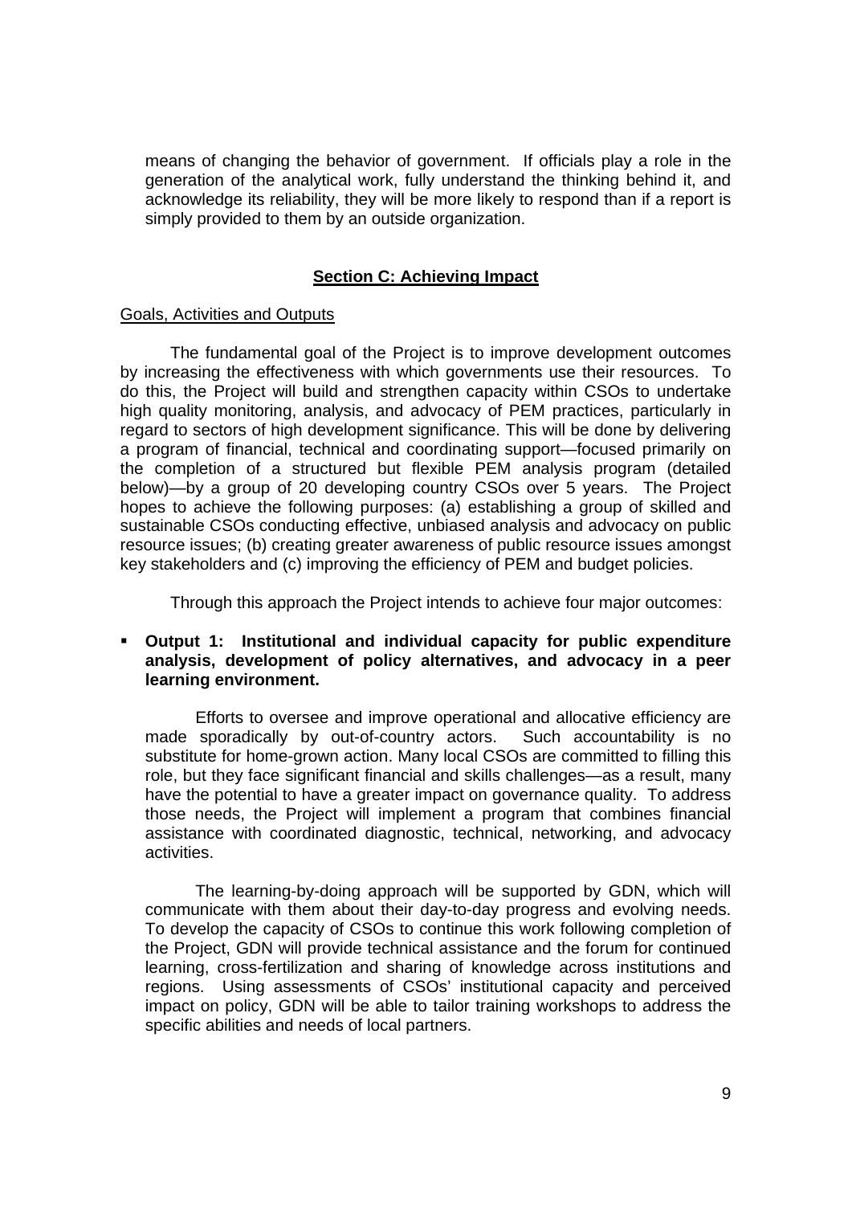means of changing the behavior of government. If officials play a role in the generation of the analytical work, fully understand the thinking behind it, and acknowledge its reliability, they will be more likely to respond than if a report is simply provided to them by an outside organization.

## Section C: Achieving Impact

### Goals, Activities and Outputs

The fundamental goal of the Project is to improve development outcomes by increasing the effectiveness with which governments use their resources. To do this, the Project will build and strengthen capacity within CSOs to undertake high quality monitoring, analysis, and advocacy of PEM practices, particularly in regard to sectors of high development significance. This will be done by delivering a program of financial, technical and coordinating support—focused primarily on the completion of a structured but flexible PEM analysis program (detailed below)—by a group of 20 developing country CSOs over 5 years. The Project hopes to achieve the following purposes: (a) establishing a group of skilled and sustainable CSOs conducting effective, unbiased analysis and advocacy on public resource issues; (b) creating greater awareness of public resource issues amongst key stakeholders and (c) improving the efficiency of PEM and budget policies.

Through this approach the Project intends to achieve four major outcomes:

- **Output 1: Institutional and individual capacity for public expenditure analysis, development of policy alternatives, and advocacy in a peer learning environment.**

  Efforts to oversee and improve operational and allocative efficiency are made sporadically by out-of-country actors. Such accountability is no substitute for home-grown action. Many local CSOs are committed to filling this role, but they face significant financial and skills challenges—as a result, many have the potential to have a greater impact on governance quality. To address those needs, the Project will implement a program that combines financial assistance with coordinated diagnostic, technical, networking, and advocacy activities.

  The learning-by-doing approach will be supported by GDN, which will communicate with them about their day-to-day progress and evolving needs. To develop the capacity of CSOs to continue this work following completion of the Project, GDN will provide technical assistance and the forum for continued learning, cross-fertilization and sharing of knowledge across institutions and regions. Using assessments of CSOs' institutional capacity and perceived impact on policy, GDN will be able to tailor training workshops to address the specific abilities and needs of local partners.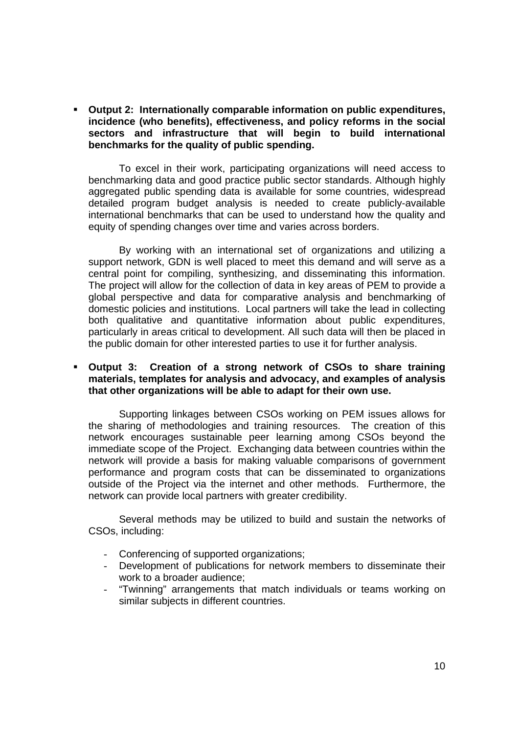- **Output 2: Internationally comparable information on public expenditures, incidence (who benefits), effectiveness, and policy reforms in the social sectors and infrastructure that will begin to build international benchmarks for the quality of public spending.**

  To excel in their work, participating organizations will need access to benchmarking data and good practice public sector standards. Although highly aggregated public spending data is available for some countries, widespread detailed program budget analysis is needed to create publicly-available international benchmarks that can be used to understand how the quality and equity of spending changes over time and varies across borders.

  By working with an international set of organizations and utilizing a support network, GDN is well placed to meet this demand and will serve as a central point for compiling, synthesizing, and disseminating this information. The project will allow for the collection of data in key areas of PEM to provide a global perspective and data for comparative analysis and benchmarking of domestic policies and institutions. Local partners will take the lead in collecting both qualitative and quantitative information about public expenditures, particularly in areas critical to development. All such data will then be placed in the public domain for other interested parties to use it for further analysis.

- **Output 3: Creation of a strong network of CSOs to share training materials, templates for analysis and advocacy, and examples of analysis that other organizations will be able to adapt for their own use.**

  Supporting linkages between CSOs working on PEM issues allows for the sharing of methodologies and training resources. The creation of this network encourages sustainable peer learning among CSOs beyond the immediate scope of the Project. Exchanging data between countries within the network will provide a basis for making valuable comparisons of government performance and program costs that can be disseminated to organizations outside of the Project via the internet and other methods. Furthermore, the network can provide local partners with greater credibility.

  Several methods may be utilized to build and sustain the networks of CSOs, including:

  - Conferencing of supported organizations;
  - Development of publications for network members to disseminate their work to a broader audience;
  - "Twinning" arrangements that match individuals or teams working on similar subjects in different countries.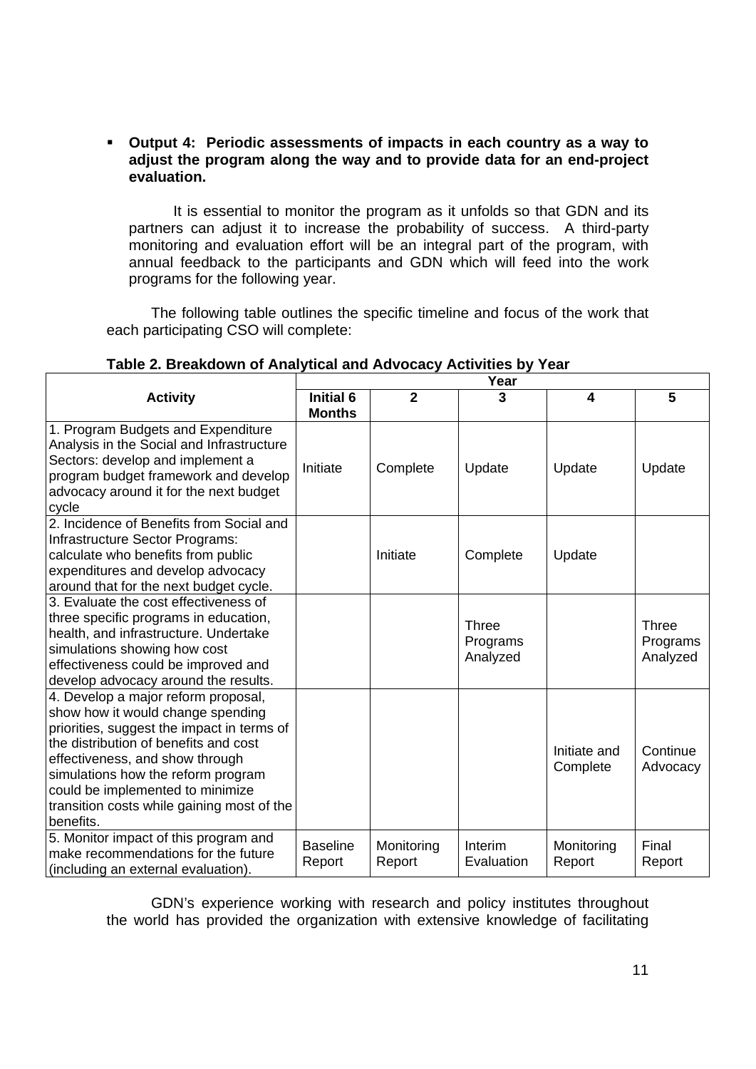- **Output 4: Periodic assessments of impacts in each country as a way to adjust the program along the way and to provide data for an end-project evaluation.**

  It is essential to monitor the program as it unfolds so that GDN and its partners can adjust it to increase the probability of success. A third-party monitoring and evaluation effort will be an integral part of the program, with annual feedback to the participants and GDN which will feed into the work programs for the following year.

The following table outlines the specific timeline and focus of the work that each participating CSO will complete:

**Table 2. Breakdown of Analytical and Advocacy Activities by Year**

| Activity | Year | | | | |
|---|---|---|---|---|---|
| | **Initial 6 Months** | **2** | **3** | **4** | **5** |
| 1. Program Budgets and Expenditure Analysis in the Social and Infrastructure Sectors: develop and implement a program budget framework and develop advocacy around it for the next budget cycle | Initiate | Complete | Update | Update | Update |
| 2. Incidence of Benefits from Social and Infrastructure Sector Programs: calculate who benefits from public expenditures and develop advocacy around that for the next budget cycle. | | Initiate | Complete | Update | |
| 3. Evaluate the cost effectiveness of three specific programs in education, health, and infrastructure. Undertake simulations showing how cost effectiveness could be improved and develop advocacy around the results. | | | Three Programs Analyzed | | Three Programs Analyzed |
| 4. Develop a major reform proposal, show how it would change spending priorities, suggest the impact in terms of the distribution of benefits and cost effectiveness, and show through simulations how the reform program could be implemented to minimize transition costs while gaining most of the benefits. | | | | Initiate and Complete | Continue Advocacy |
| 5. Monitor impact of this program and make recommendations for the future (including an external evaluation). | Baseline Report | Monitoring Report | Interim Evaluation | Monitoring Report | Final Report |

GDN's experience working with research and policy institutes throughout the world has provided the organization with extensive knowledge of facilitating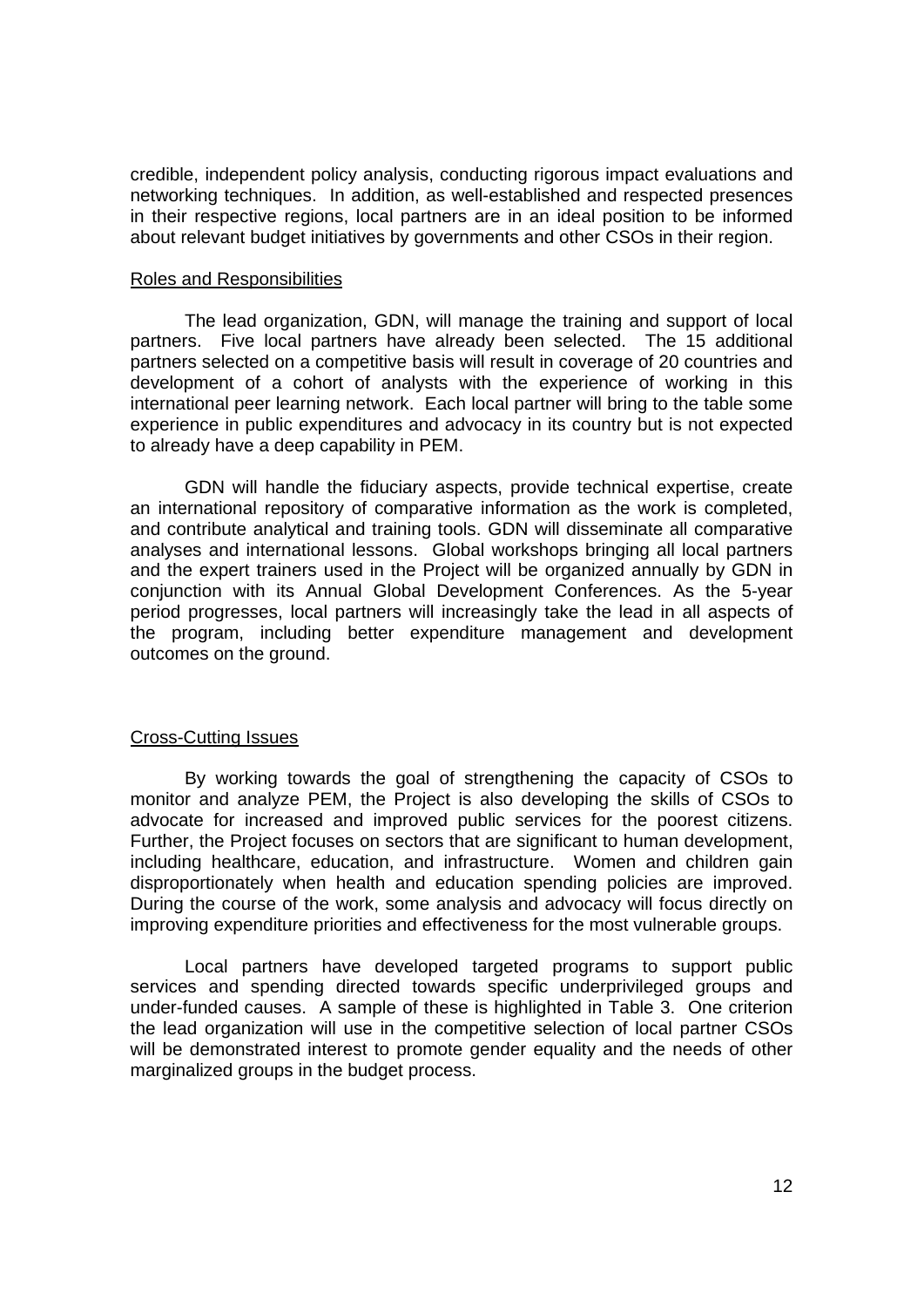credible, independent policy analysis, conducting rigorous impact evaluations and networking techniques. In addition, as well-established and respected presences in their respective regions, local partners are in an ideal position to be informed about relevant budget initiatives by governments and other CSOs in their region.

<u>Roles and Responsibilities</u>

The lead organization, GDN, will manage the training and support of local partners. Five local partners have already been selected. The 15 additional partners selected on a competitive basis will result in coverage of 20 countries and development of a cohort of analysts with the experience of working in this international peer learning network. Each local partner will bring to the table some experience in public expenditures and advocacy in its country but is not expected to already have a deep capability in PEM.

GDN will handle the fiduciary aspects, provide technical expertise, create an international repository of comparative information as the work is completed, and contribute analytical and training tools. GDN will disseminate all comparative analyses and international lessons. Global workshops bringing all local partners and the expert trainers used in the Project will be organized annually by GDN in conjunction with its Annual Global Development Conferences. As the 5-year period progresses, local partners will increasingly take the lead in all aspects of the program, including better expenditure management and development outcomes on the ground.

<u>Cross-Cutting Issues</u>

By working towards the goal of strengthening the capacity of CSOs to monitor and analyze PEM, the Project is also developing the skills of CSOs to advocate for increased and improved public services for the poorest citizens. Further, the Project focuses on sectors that are significant to human development, including healthcare, education, and infrastructure. Women and children gain disproportionately when health and education spending policies are improved. During the course of the work, some analysis and advocacy will focus directly on improving expenditure priorities and effectiveness for the most vulnerable groups.

Local partners have developed targeted programs to support public services and spending directed towards specific underprivileged groups and under-funded causes. A sample of these is highlighted in Table 3. One criterion the lead organization will use in the competitive selection of local partner CSOs will be demonstrated interest to promote gender equality and the needs of other marginalized groups in the budget process.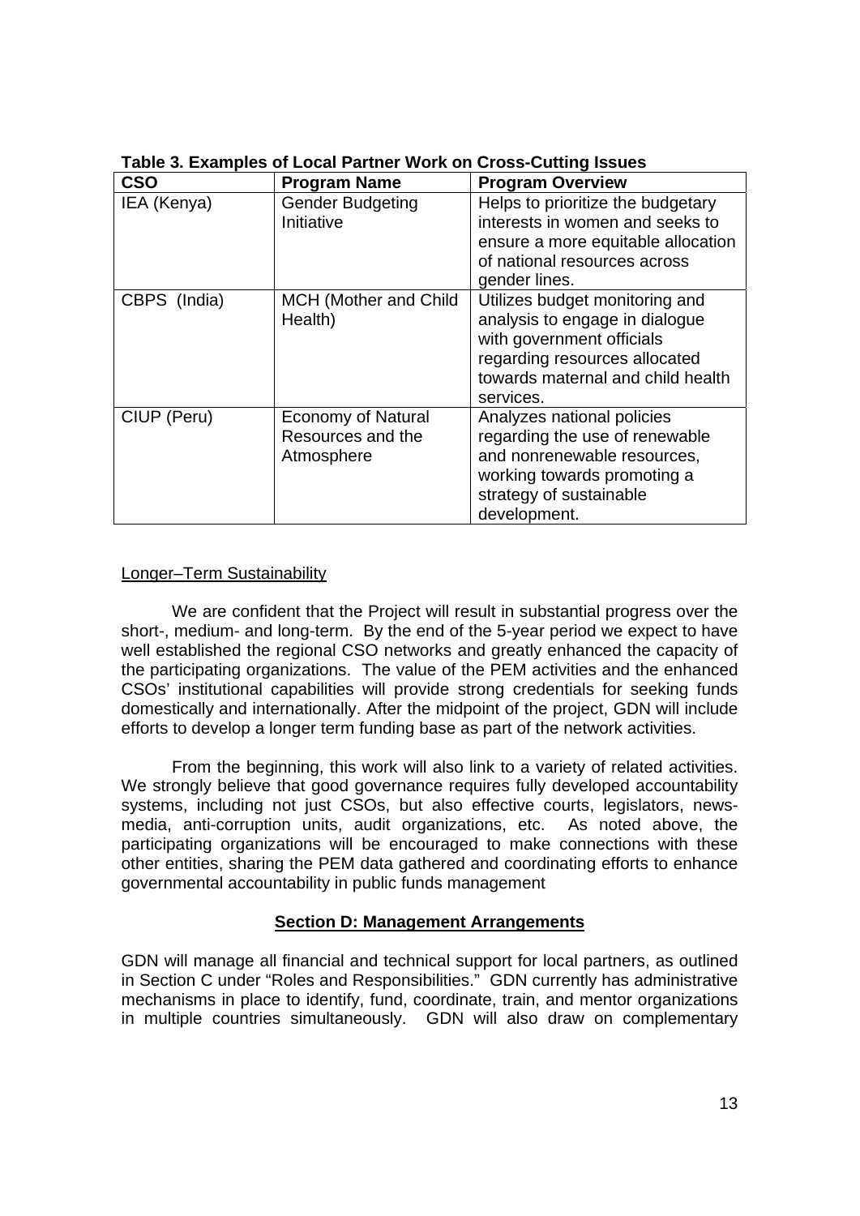**Table 3. Examples of Local Partner Work on Cross-Cutting Issues**

| CSO | Program Name | Program Overview |
|---|---|---|
| IEA (Kenya) | Gender Budgeting Initiative | Helps to prioritize the budgetary interests in women and seeks to ensure a more equitable allocation of national resources across gender lines. |
| CBPS (India) | MCH (Mother and Child Health) | Utilizes budget monitoring and analysis to engage in dialogue with government officials regarding resources allocated towards maternal and child health services. |
| CIUP (Peru) | Economy of Natural Resources and the Atmosphere | Analyzes national policies regarding the use of renewable and nonrenewable resources, working towards promoting a strategy of sustainable development. |

<u>Longer–Term Sustainability</u>

We are confident that the Project will result in substantial progress over the short-, medium- and long-term. By the end of the 5-year period we expect to have well established the regional CSO networks and greatly enhanced the capacity of the participating organizations. The value of the PEM activities and the enhanced CSOs' institutional capabilities will provide strong credentials for seeking funds domestically and internationally. After the midpoint of the project, GDN will include efforts to develop a longer term funding base as part of the network activities.

From the beginning, this work will also link to a variety of related activities. We strongly believe that good governance requires fully developed accountability systems, including not just CSOs, but also effective courts, legislators, news-media, anti-corruption units, audit organizations, etc. As noted above, the participating organizations will be encouraged to make connections with these other entities, sharing the PEM data gathered and coordinating efforts to enhance governmental accountability in public funds management

## Section D: Management Arrangements

GDN will manage all financial and technical support for local partners, as outlined in Section C under "Roles and Responsibilities." GDN currently has administrative mechanisms in place to identify, fund, coordinate, train, and mentor organizations in multiple countries simultaneously. GDN will also draw on complementary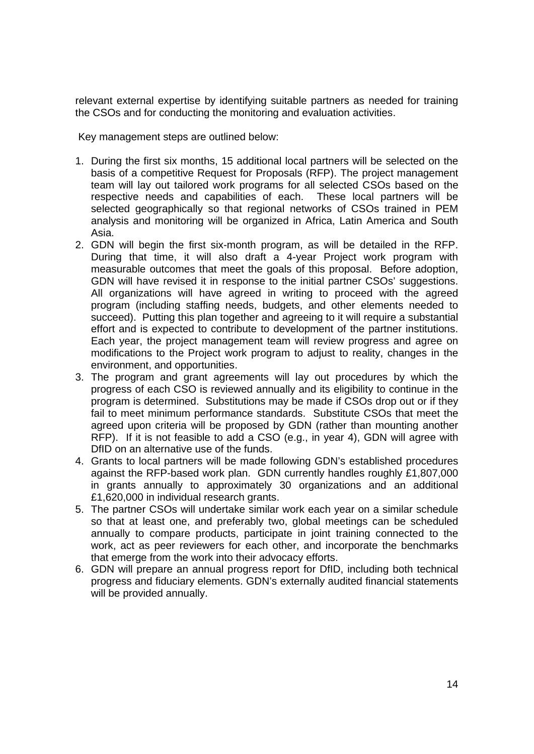relevant external expertise by identifying suitable partners as needed for training the CSOs and for conducting the monitoring and evaluation activities.

Key management steps are outlined below:

1. During the first six months, 15 additional local partners will be selected on the basis of a competitive Request for Proposals (RFP). The project management team will lay out tailored work programs for all selected CSOs based on the respective needs and capabilities of each. These local partners will be selected geographically so that regional networks of CSOs trained in PEM analysis and monitoring will be organized in Africa, Latin America and South Asia.
2. GDN will begin the first six-month program, as will be detailed in the RFP. During that time, it will also draft a 4-year Project work program with measurable outcomes that meet the goals of this proposal. Before adoption, GDN will have revised it in response to the initial partner CSOs' suggestions. All organizations will have agreed in writing to proceed with the agreed program (including staffing needs, budgets, and other elements needed to succeed). Putting this plan together and agreeing to it will require a substantial effort and is expected to contribute to development of the partner institutions. Each year, the project management team will review progress and agree on modifications to the Project work program to adjust to reality, changes in the environment, and opportunities.
3. The program and grant agreements will lay out procedures by which the progress of each CSO is reviewed annually and its eligibility to continue in the program is determined. Substitutions may be made if CSOs drop out or if they fail to meet minimum performance standards. Substitute CSOs that meet the agreed upon criteria will be proposed by GDN (rather than mounting another RFP). If it is not feasible to add a CSO (e.g., in year 4), GDN will agree with DfID on an alternative use of the funds.
4. Grants to local partners will be made following GDN's established procedures against the RFP-based work plan. GDN currently handles roughly £1,807,000 in grants annually to approximately 30 organizations and an additional £1,620,000 in individual research grants.
5. The partner CSOs will undertake similar work each year on a similar schedule so that at least one, and preferably two, global meetings can be scheduled annually to compare products, participate in joint training connected to the work, act as peer reviewers for each other, and incorporate the benchmarks that emerge from the work into their advocacy efforts.
6. GDN will prepare an annual progress report for DfID, including both technical progress and fiduciary elements. GDN's externally audited financial statements will be provided annually.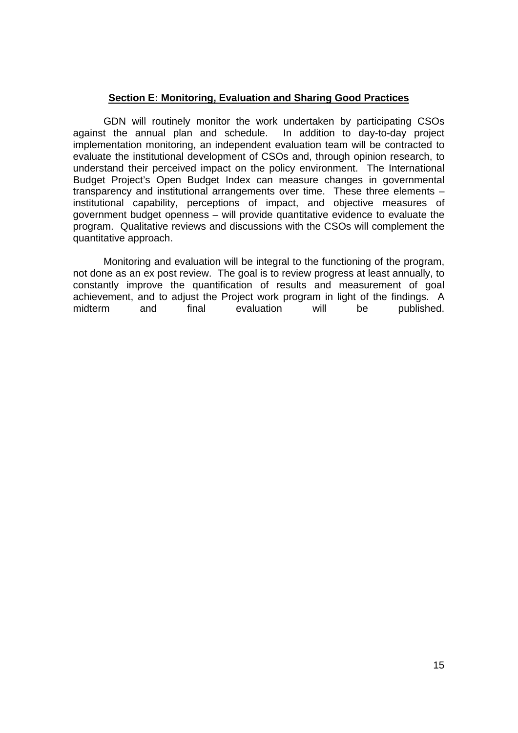## Section E: Monitoring, Evaluation and Sharing Good Practices

GDN will routinely monitor the work undertaken by participating CSOs against the annual plan and schedule. In addition to day-to-day project implementation monitoring, an independent evaluation team will be contracted to evaluate the institutional development of CSOs and, through opinion research, to understand their perceived impact on the policy environment. The International Budget Project's Open Budget Index can measure changes in governmental transparency and institutional arrangements over time. These three elements – institutional capability, perceptions of impact, and objective measures of government budget openness – will provide quantitative evidence to evaluate the program. Qualitative reviews and discussions with the CSOs will complement the quantitative approach.

Monitoring and evaluation will be integral to the functioning of the program, not done as an ex post review. The goal is to review progress at least annually, to constantly improve the quantification of results and measurement of goal achievement, and to adjust the Project work program in light of the findings. A midterm and final evaluation will be published.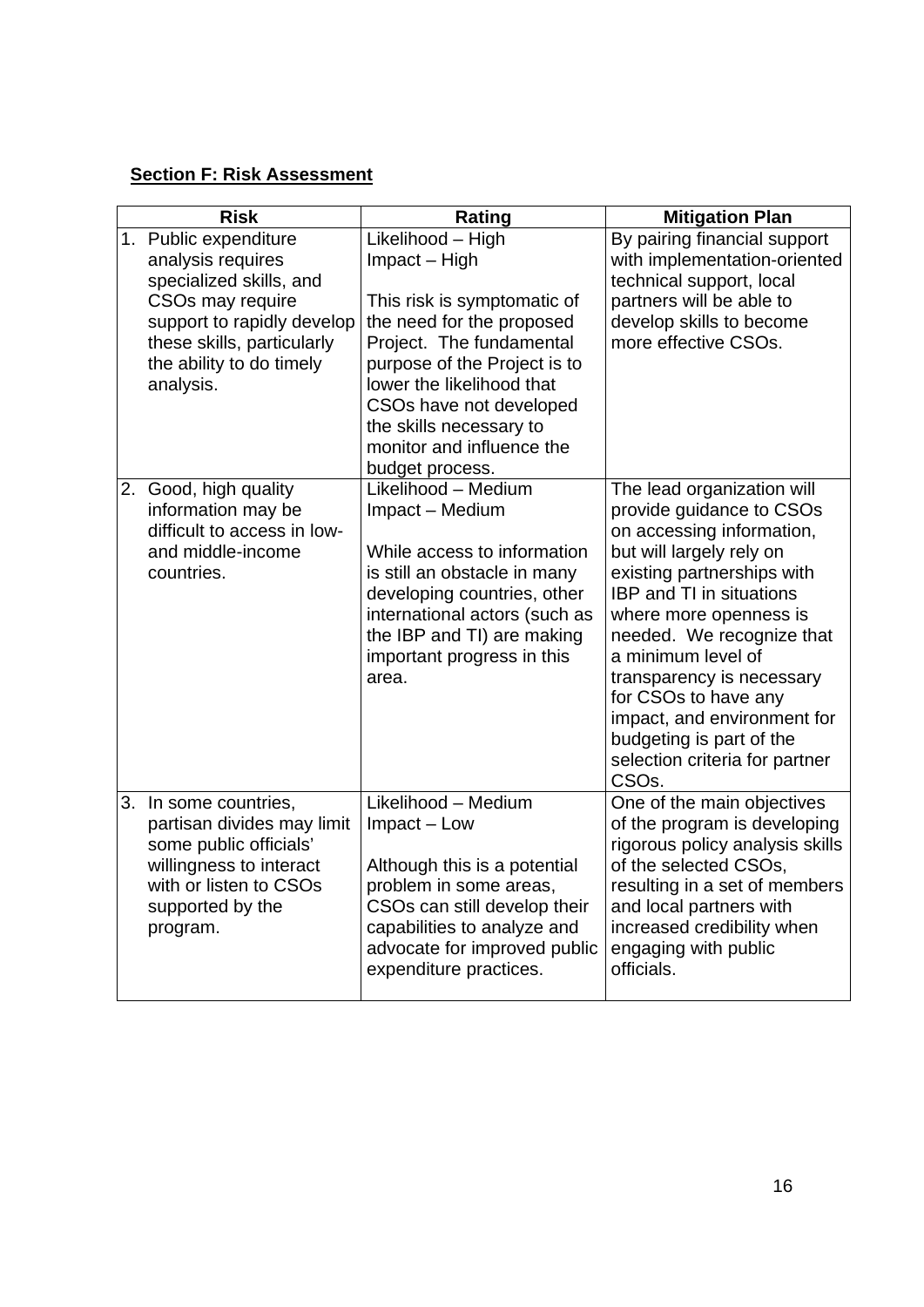**Section F: Risk Assessment**

| Risk | Rating | Mitigation Plan |
|---|---|---|
| 1. Public expenditure analysis requires specialized skills, and CSOs may require support to rapidly develop these skills, particularly the ability to do timely analysis. | Likelihood – High<br>Impact – High<br><br>This risk is symptomatic of the need for the proposed Project. The fundamental purpose of the Project is to lower the likelihood that CSOs have not developed the skills necessary to monitor and influence the budget process. | By pairing financial support with implementation-oriented technical support, local partners will be able to develop skills to become more effective CSOs. |
| 2. Good, high quality information may be difficult to access in low- and middle-income countries. | Likelihood – Medium<br>Impact – Medium<br><br>While access to information is still an obstacle in many developing countries, other international actors (such as the IBP and TI) are making important progress in this area. | The lead organization will provide guidance to CSOs on accessing information, but will largely rely on existing partnerships with IBP and TI in situations where more openness is needed. We recognize that a minimum level of transparency is necessary for CSOs to have any impact, and environment for budgeting is part of the selection criteria for partner CSOs. |
| 3. In some countries, partisan divides may limit some public officials' willingness to interact with or listen to CSOs supported by the program. | Likelihood – Medium<br>Impact – Low<br><br>Although this is a potential problem in some areas, CSOs can still develop their capabilities to analyze and advocate for improved public expenditure practices. | One of the main objectives of the program is developing rigorous policy analysis skills of the selected CSOs, resulting in a set of members and local partners with increased credibility when engaging with public officials. |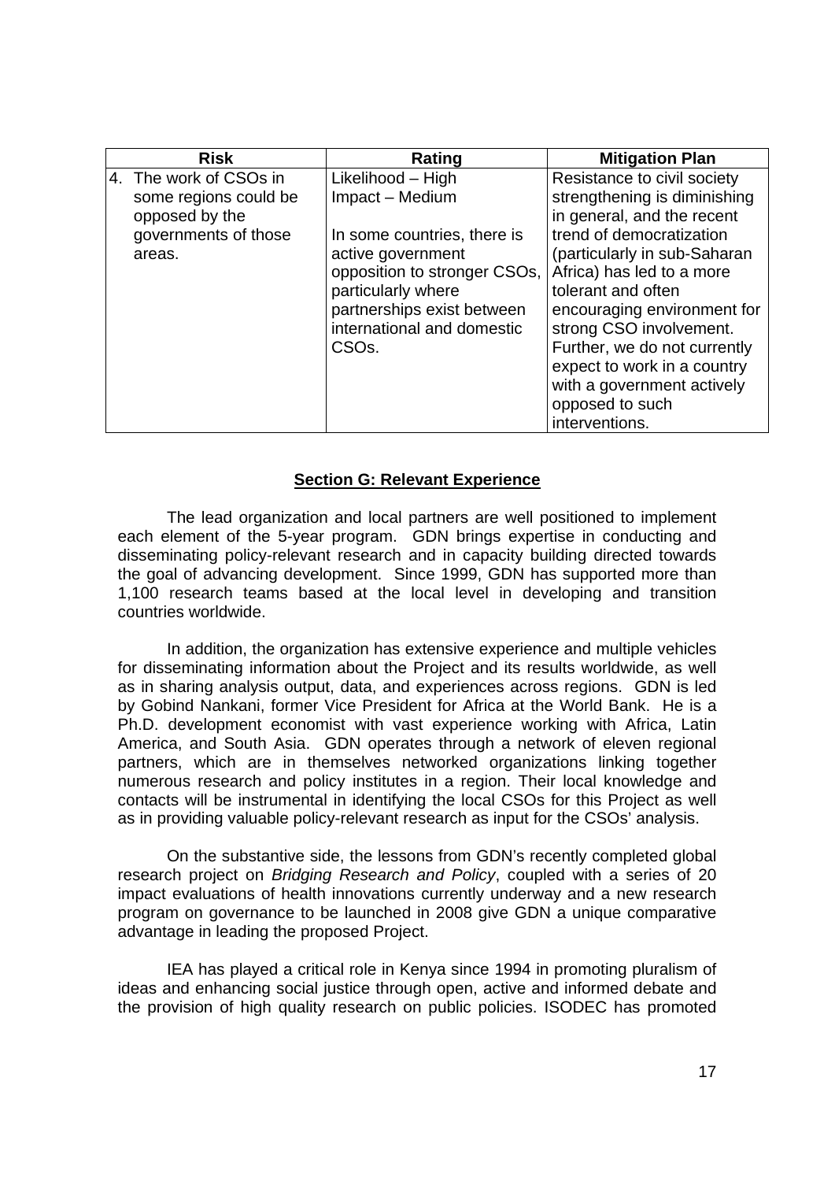| Risk | Rating | Mitigation Plan |
|---|---|---|
| 4. The work of CSOs in some regions could be opposed by the governments of those areas. | Likelihood – High<br>Impact – Medium<br><br>In some countries, there is active government opposition to stronger CSOs, particularly where partnerships exist between international and domestic CSOs. | Resistance to civil society strengthening is diminishing in general, and the recent trend of democratization (particularly in sub-Saharan Africa) has led to a more tolerant and often encouraging environment for strong CSO involvement. Further, we do not currently expect to work in a country with a government actively opposed to such interventions. |

## Section G: Relevant Experience

The lead organization and local partners are well positioned to implement each element of the 5-year program. GDN brings expertise in conducting and disseminating policy-relevant research and in capacity building directed towards the goal of advancing development. Since 1999, GDN has supported more than 1,100 research teams based at the local level in developing and transition countries worldwide.

In addition, the organization has extensive experience and multiple vehicles for disseminating information about the Project and its results worldwide, as well as in sharing analysis output, data, and experiences across regions. GDN is led by Gobind Nankani, former Vice President for Africa at the World Bank. He is a Ph.D. development economist with vast experience working with Africa, Latin America, and South Asia. GDN operates through a network of eleven regional partners, which are in themselves networked organizations linking together numerous research and policy institutes in a region. Their local knowledge and contacts will be instrumental in identifying the local CSOs for this Project as well as in providing valuable policy-relevant research as input for the CSOs' analysis.

On the substantive side, the lessons from GDN's recently completed global research project on *Bridging Research and Policy*, coupled with a series of 20 impact evaluations of health innovations currently underway and a new research program on governance to be launched in 2008 give GDN a unique comparative advantage in leading the proposed Project.

IEA has played a critical role in Kenya since 1994 in promoting pluralism of ideas and enhancing social justice through open, active and informed debate and the provision of high quality research on public policies. ISODEC has promoted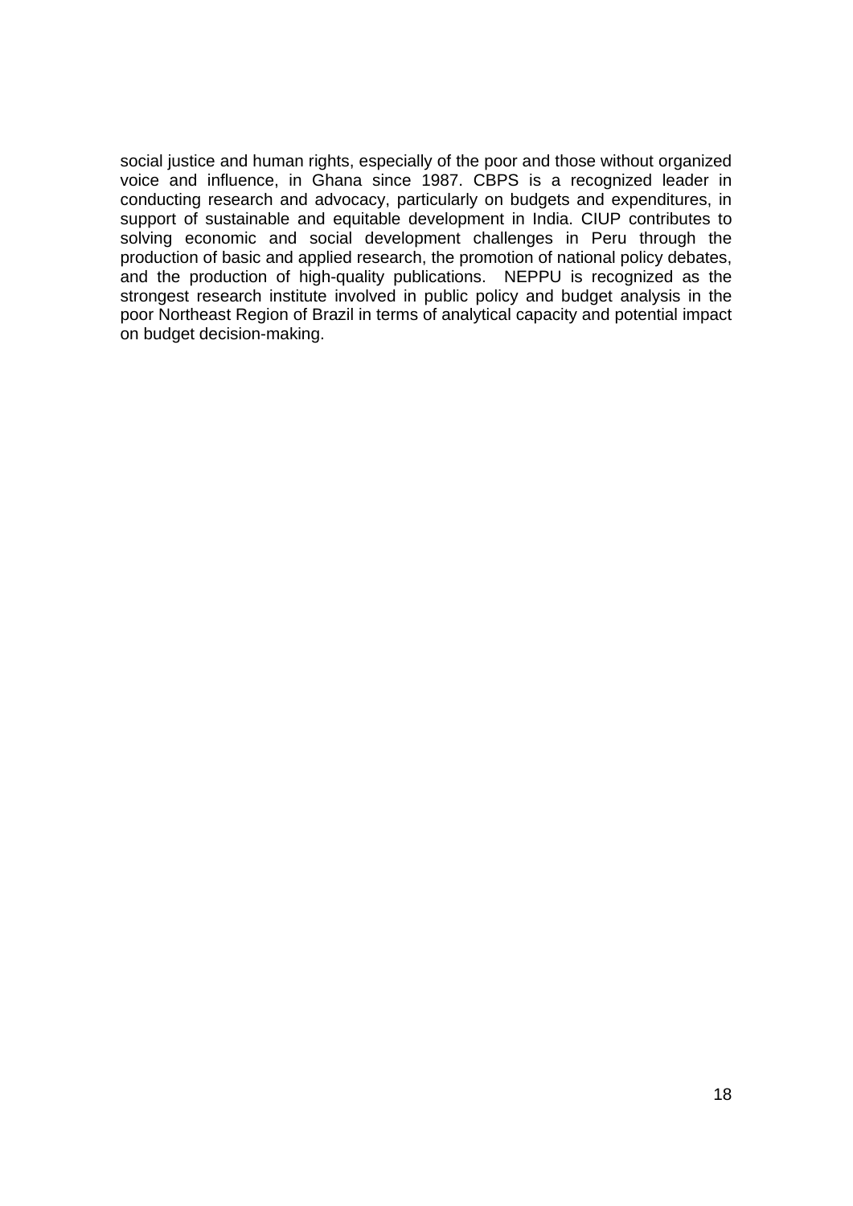social justice and human rights, especially of the poor and those without organized voice and influence, in Ghana since 1987. CBPS is a recognized leader in conducting research and advocacy, particularly on budgets and expenditures, in support of sustainable and equitable development in India. CIUP contributes to solving economic and social development challenges in Peru through the production of basic and applied research, the promotion of national policy debates, and the production of high-quality publications. NEPPU is recognized as the strongest research institute involved in public policy and budget analysis in the poor Northeast Region of Brazil in terms of analytical capacity and potential impact on budget decision-making.